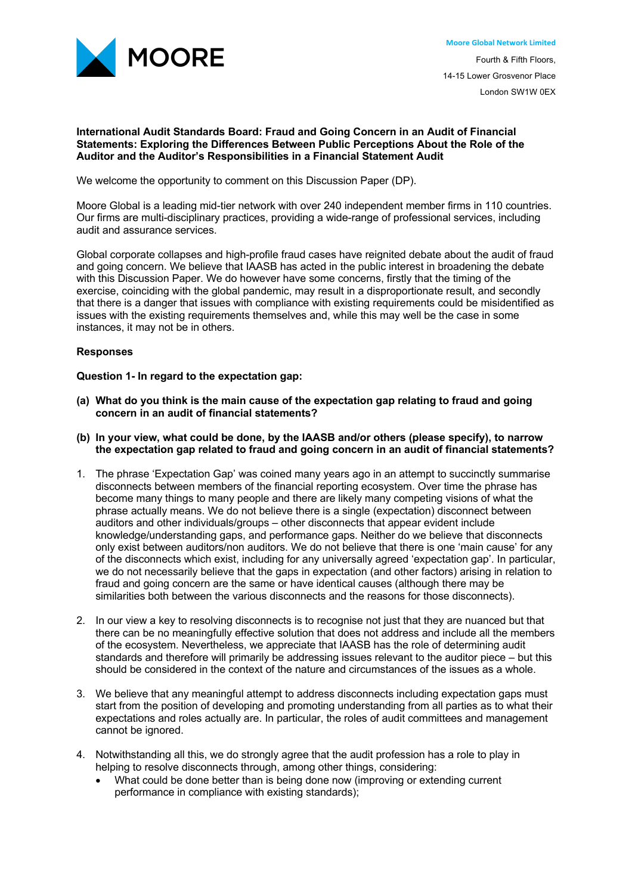**MOORE**

**Moore Global Network Limited**
Fourth & Fifth Floors,
14-15 Lower Grosvenor Place
London SW1W 0EX

**International Audit Standards Board: Fraud and Going Concern in an Audit of Financial Statements: Exploring the Differences Between Public Perceptions About the Role of the Auditor and the Auditor's Responsibilities in a Financial Statement Audit**

We welcome the opportunity to comment on this Discussion Paper (DP).

Moore Global is a leading mid-tier network with over 240 independent member firms in 110 countries. Our firms are multi-disciplinary practices, providing a wide-range of professional services, including audit and assurance services.

Global corporate collapses and high-profile fraud cases have reignited debate about the audit of fraud and going concern. We believe that IAASB has acted in the public interest in broadening the debate with this Discussion Paper. We do however have some concerns, firstly that the timing of the exercise, coinciding with the global pandemic, may result in a disproportionate result, and secondly that there is a danger that issues with compliance with existing requirements could be misidentified as issues with the existing requirements themselves and, while this may well be the case in some instances, it may not be in others.

**Responses**

**Question 1- In regard to the expectation gap:**

**(a) What do you think is the main cause of the expectation gap relating to fraud and going concern in an audit of financial statements?**

**(b) In your view, what could be done, by the IAASB and/or others (please specify), to narrow the expectation gap related to fraud and going concern in an audit of financial statements?**

1. The phrase 'Expectation Gap' was coined many years ago in an attempt to succinctly summarise disconnects between members of the financial reporting ecosystem. Over time the phrase has become many things to many people and there are likely many competing visions of what the phrase actually means. We do not believe there is a single (expectation) disconnect between auditors and other individuals/groups – other disconnects that appear evident include knowledge/understanding gaps, and performance gaps. Neither do we believe that disconnects only exist between auditors/non auditors. We do not believe that there is one 'main cause' for any of the disconnects which exist, including for any universally agreed 'expectation gap'. In particular, we do not necessarily believe that the gaps in expectation (and other factors) arising in relation to fraud and going concern are the same or have identical causes (although there may be similarities both between the various disconnects and the reasons for those disconnects).

2. In our view a key to resolving disconnects is to recognise not just that they are nuanced but that there can be no meaningfully effective solution that does not address and include all the members of the ecosystem. Nevertheless, we appreciate that IAASB has the role of determining audit standards and therefore will primarily be addressing issues relevant to the auditor piece – but this should be considered in the context of the nature and circumstances of the issues as a whole.

3. We believe that any meaningful attempt to address disconnects including expectation gaps must start from the position of developing and promoting understanding from all parties as to what their expectations and roles actually are. In particular, the roles of audit committees and management cannot be ignored.

4. Notwithstanding all this, we do strongly agree that the audit profession has a role to play in helping to resolve disconnects through, among other things, considering:
   - What could be done better than is being done now (improving or extending current performance in compliance with existing standards);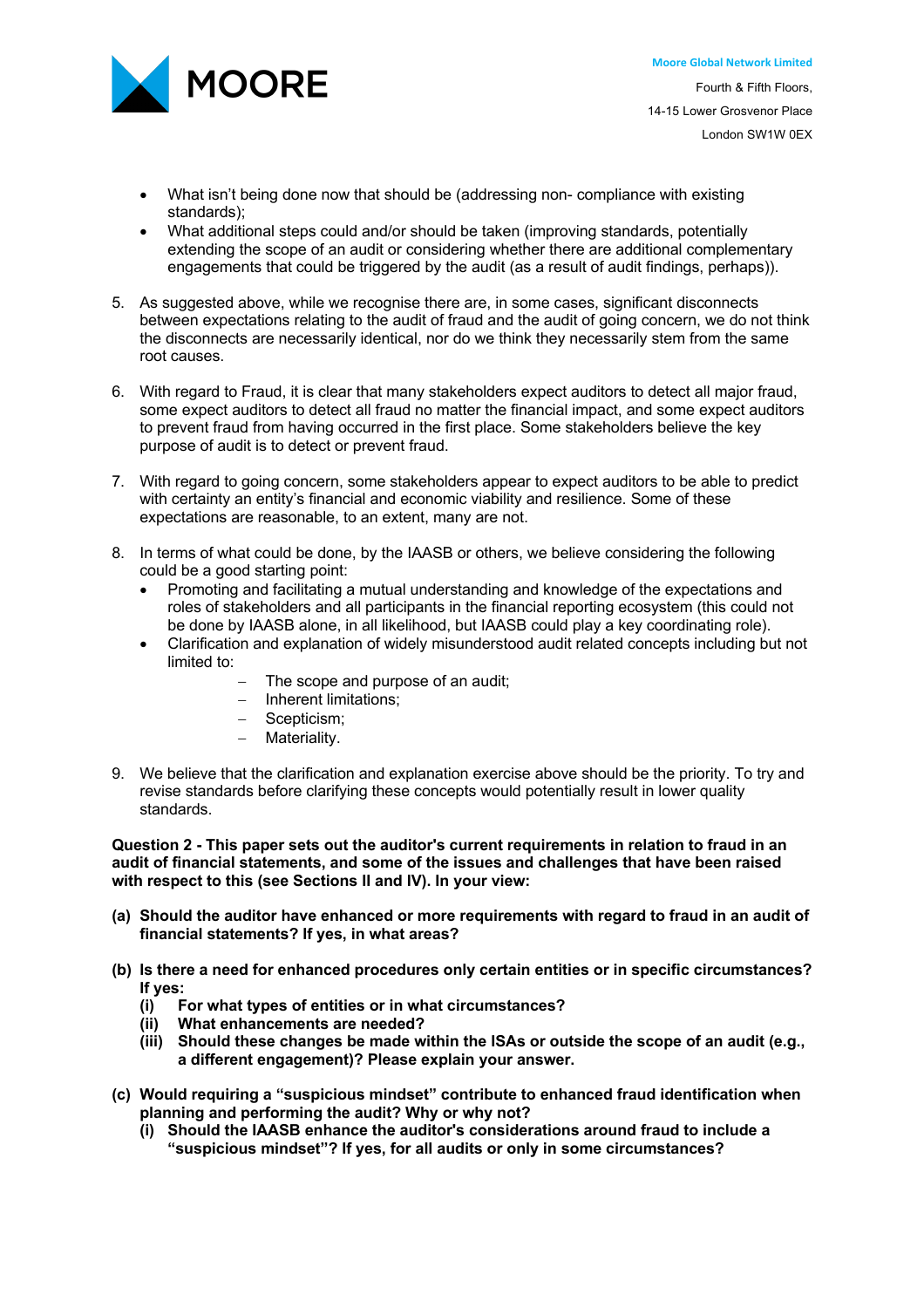- What isn't being done now that should be (addressing non- compliance with existing standards);
- What additional steps could and/or should be taken (improving standards, potentially extending the scope of an audit or considering whether there are additional complementary engagements that could be triggered by the audit (as a result of audit findings, perhaps)).

5. As suggested above, while we recognise there are, in some cases, significant disconnects between expectations relating to the audit of fraud and the audit of going concern, we do not think the disconnects are necessarily identical, nor do we think they necessarily stem from the same root causes.

6. With regard to Fraud, it is clear that many stakeholders expect auditors to detect all major fraud, some expect auditors to detect all fraud no matter the financial impact, and some expect auditors to prevent fraud from having occurred in the first place. Some stakeholders believe the key purpose of audit is to detect or prevent fraud.

7. With regard to going concern, some stakeholders appear to expect auditors to be able to predict with certainty an entity's financial and economic viability and resilience. Some of these expectations are reasonable, to an extent, many are not.

8. In terms of what could be done, by the IAASB or others, we believe considering the following could be a good starting point:
   - Promoting and facilitating a mutual understanding and knowledge of the expectations and roles of stakeholders and all participants in the financial reporting ecosystem (this could not be done by IAASB alone, in all likelihood, but IAASB could play a key coordinating role).
   - Clarification and explanation of widely misunderstood audit related concepts including but not limited to:
     - The scope and purpose of an audit;
     - Inherent limitations;
     - Scepticism;
     - Materiality.

9. We believe that the clarification and explanation exercise above should be the priority. To try and revise standards before clarifying these concepts would potentially result in lower quality standards.

**Question 2 - This paper sets out the auditor's current requirements in relation to fraud in an audit of financial statements, and some of the issues and challenges that have been raised with respect to this (see Sections II and IV). In your view:**

**(a) Should the auditor have enhanced or more requirements with regard to fraud in an audit of financial statements? If yes, in what areas?**

**(b) Is there a need for enhanced procedures only certain entities or in specific circumstances? If yes:**
   **(i) For what types of entities or in what circumstances?**
   **(ii) What enhancements are needed?**
   **(iii) Should these changes be made within the ISAs or outside the scope of an audit (e.g., a different engagement)? Please explain your answer.**

**(c) Would requiring a "suspicious mindset" contribute to enhanced fraud identification when planning and performing the audit? Why or why not?**
   **(i) Should the IAASB enhance the auditor's considerations around fraud to include a "suspicious mindset"? If yes, for all audits or only in some circumstances?**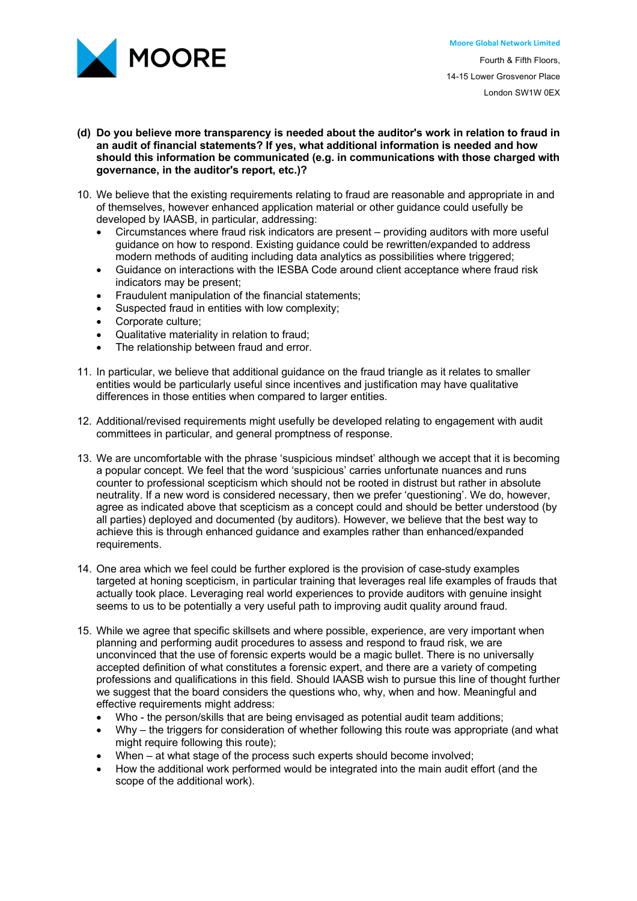**(d) Do you believe more transparency is needed about the auditor's work in relation to fraud in an audit of financial statements? If yes, what additional information is needed and how should this information be communicated (e.g. in communications with those charged with governance, in the auditor's report, etc.)?**

10. We believe that the existing requirements relating to fraud are reasonable and appropriate in and of themselves, however enhanced application material or other guidance could usefully be developed by IAASB, in particular, addressing:
    - Circumstances where fraud risk indicators are present – providing auditors with more useful guidance on how to respond. Existing guidance could be rewritten/expanded to address modern methods of auditing including data analytics as possibilities where triggered;
    - Guidance on interactions with the IESBA Code around client acceptance where fraud risk indicators may be present;
    - Fraudulent manipulation of the financial statements;
    - Suspected fraud in entities with low complexity;
    - Corporate culture;
    - Qualitative materiality in relation to fraud;
    - The relationship between fraud and error.

11. In particular, we believe that additional guidance on the fraud triangle as it relates to smaller entities would be particularly useful since incentives and justification may have qualitative differences in those entities when compared to larger entities.

12. Additional/revised requirements might usefully be developed relating to engagement with audit committees in particular, and general promptness of response.

13. We are uncomfortable with the phrase 'suspicious mindset' although we accept that it is becoming a popular concept. We feel that the word 'suspicious' carries unfortunate nuances and runs counter to professional scepticism which should not be rooted in distrust but rather in absolute neutrality. If a new word is considered necessary, then we prefer 'questioning'. We do, however, agree as indicated above that scepticism as a concept could and should be better understood (by all parties) deployed and documented (by auditors). However, we believe that the best way to achieve this is through enhanced guidance and examples rather than enhanced/expanded requirements.

14. One area which we feel could be further explored is the provision of case-study examples targeted at honing scepticism, in particular training that leverages real life examples of frauds that actually took place. Leveraging real world experiences to provide auditors with genuine insight seems to us to be potentially a very useful path to improving audit quality around fraud.

15. While we agree that specific skillsets and where possible, experience, are very important when planning and performing audit procedures to assess and respond to fraud risk, we are unconvinced that the use of forensic experts would be a magic bullet. There is no universally accepted definition of what constitutes a forensic expert, and there are a variety of competing professions and qualifications in this field. Should IAASB wish to pursue this line of thought further we suggest that the board considers the questions who, why, when and how. Meaningful and effective requirements might address:
    - Who - the person/skills that are being envisaged as potential audit team additions;
    - Why – the triggers for consideration of whether following this route was appropriate (and what might require following this route);
    - When – at what stage of the process such experts should become involved;
    - How the additional work performed would be integrated into the main audit effort (and the scope of the additional work).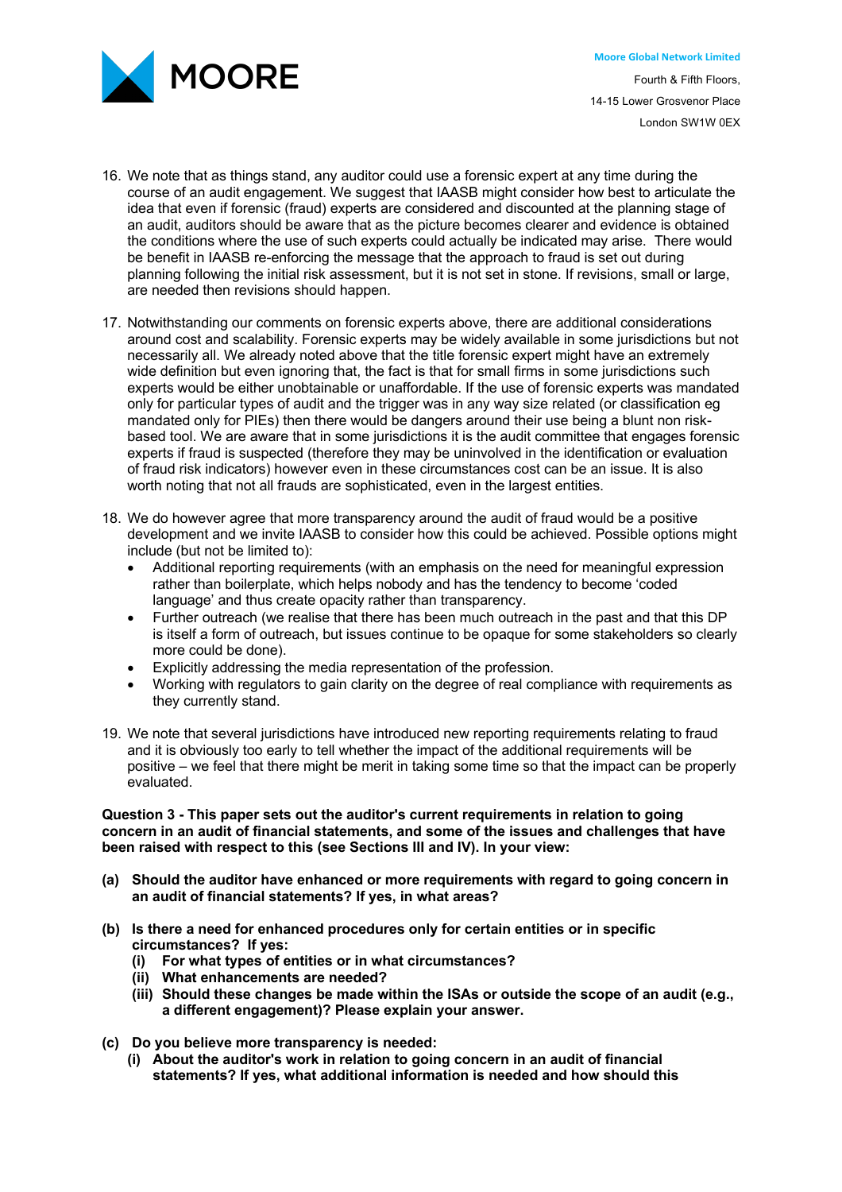16. We note that as things stand, any auditor could use a forensic expert at any time during the course of an audit engagement. We suggest that IAASB might consider how best to articulate the idea that even if forensic (fraud) experts are considered and discounted at the planning stage of an audit, auditors should be aware that as the picture becomes clearer and evidence is obtained the conditions where the use of such experts could actually be indicated may arise. There would be benefit in IAASB re-enforcing the message that the approach to fraud is set out during planning following the initial risk assessment, but it is not set in stone. If revisions, small or large, are needed then revisions should happen.

17. Notwithstanding our comments on forensic experts above, there are additional considerations around cost and scalability. Forensic experts may be widely available in some jurisdictions but not necessarily all. We already noted above that the title forensic expert might have an extremely wide definition but even ignoring that, the fact is that for small firms in some jurisdictions such experts would be either unobtainable or unaffordable. If the use of forensic experts was mandated only for particular types of audit and the trigger was in any way size related (or classification eg mandated only for PIEs) then there would be dangers around their use being a blunt non risk-based tool. We are aware that in some jurisdictions it is the audit committee that engages forensic experts if fraud is suspected (therefore they may be uninvolved in the identification or evaluation of fraud risk indicators) however even in these circumstances cost can be an issue. It is also worth noting that not all frauds are sophisticated, even in the largest entities.

18. We do however agree that more transparency around the audit of fraud would be a positive development and we invite IAASB to consider how this could be achieved. Possible options might include (but not be limited to):
    - Additional reporting requirements (with an emphasis on the need for meaningful expression rather than boilerplate, which helps nobody and has the tendency to become 'coded language' and thus create opacity rather than transparency.
    - Further outreach (we realise that there has been much outreach in the past and that this DP is itself a form of outreach, but issues continue to be opaque for some stakeholders so clearly more could be done).
    - Explicitly addressing the media representation of the profession.
    - Working with regulators to gain clarity on the degree of real compliance with requirements as they currently stand.

19. We note that several jurisdictions have introduced new reporting requirements relating to fraud and it is obviously too early to tell whether the impact of the additional requirements will be positive – we feel that there might be merit in taking some time so that the impact can be properly evaluated.

**Question 3 - This paper sets out the auditor's current requirements in relation to going concern in an audit of financial statements, and some of the issues and challenges that have been raised with respect to this (see Sections III and IV). In your view:**

**(a) Should the auditor have enhanced or more requirements with regard to going concern in an audit of financial statements? If yes, in what areas?**

**(b) Is there a need for enhanced procedures only for certain entities or in specific circumstances? If yes:**
  **(i) For what types of entities or in what circumstances?**
  **(ii) What enhancements are needed?**
  **(iii) Should these changes be made within the ISAs or outside the scope of an audit (e.g., a different engagement)? Please explain your answer.**

**(c) Do you believe more transparency is needed:**
  **(i) About the auditor's work in relation to going concern in an audit of financial statements? If yes, what additional information is needed and how should this**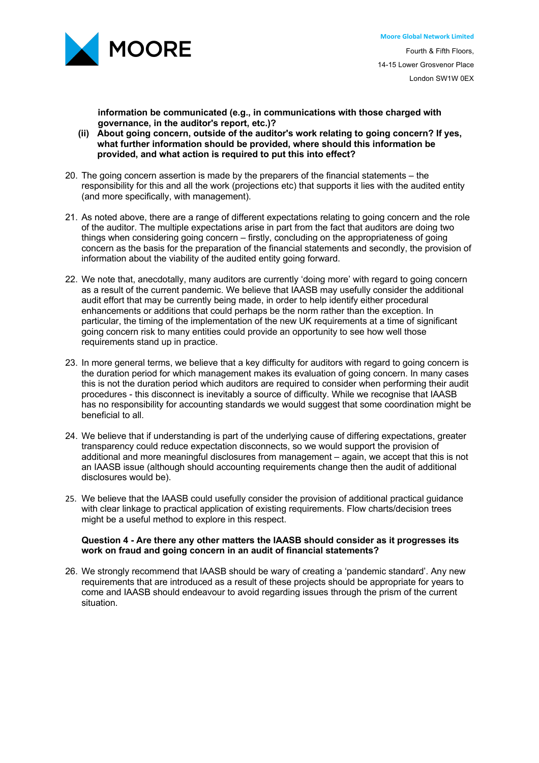**information be communicated (e.g., in communications with those charged with governance, in the auditor's report, etc.)?**

**(ii) About going concern, outside of the auditor's work relating to going concern? If yes, what further information should be provided, where should this information be provided, and what action is required to put this into effect?**

20. The going concern assertion is made by the preparers of the financial statements – the responsibility for this and all the work (projections etc) that supports it lies with the audited entity (and more specifically, with management).

21. As noted above, there are a range of different expectations relating to going concern and the role of the auditor. The multiple expectations arise in part from the fact that auditors are doing two things when considering going concern – firstly, concluding on the appropriateness of going concern as the basis for the preparation of the financial statements and secondly, the provision of information about the viability of the audited entity going forward.

22. We note that, anecdotally, many auditors are currently 'doing more' with regard to going concern as a result of the current pandemic. We believe that IAASB may usefully consider the additional audit effort that may be currently being made, in order to help identify either procedural enhancements or additions that could perhaps be the norm rather than the exception. In particular, the timing of the implementation of the new UK requirements at a time of significant going concern risk to many entities could provide an opportunity to see how well those requirements stand up in practice.

23. In more general terms, we believe that a key difficulty for auditors with regard to going concern is the duration period for which management makes its evaluation of going concern. In many cases this is not the duration period which auditors are required to consider when performing their audit procedures - this disconnect is inevitably a source of difficulty. While we recognise that IAASB has no responsibility for accounting standards we would suggest that some coordination might be beneficial to all.

24. We believe that if understanding is part of the underlying cause of differing expectations, greater transparency could reduce expectation disconnects, so we would support the provision of additional and more meaningful disclosures from management – again, we accept that this is not an IAASB issue (although should accounting requirements change then the audit of additional disclosures would be).

25. We believe that the IAASB could usefully consider the provision of additional practical guidance with clear linkage to practical application of existing requirements. Flow charts/decision trees might be a useful method to explore in this respect.

**Question 4 - Are there any other matters the IAASB should consider as it progresses its work on fraud and going concern in an audit of financial statements?**

26. We strongly recommend that IAASB should be wary of creating a 'pandemic standard'. Any new requirements that are introduced as a result of these projects should be appropriate for years to come and IAASB should endeavour to avoid regarding issues through the prism of the current situation.